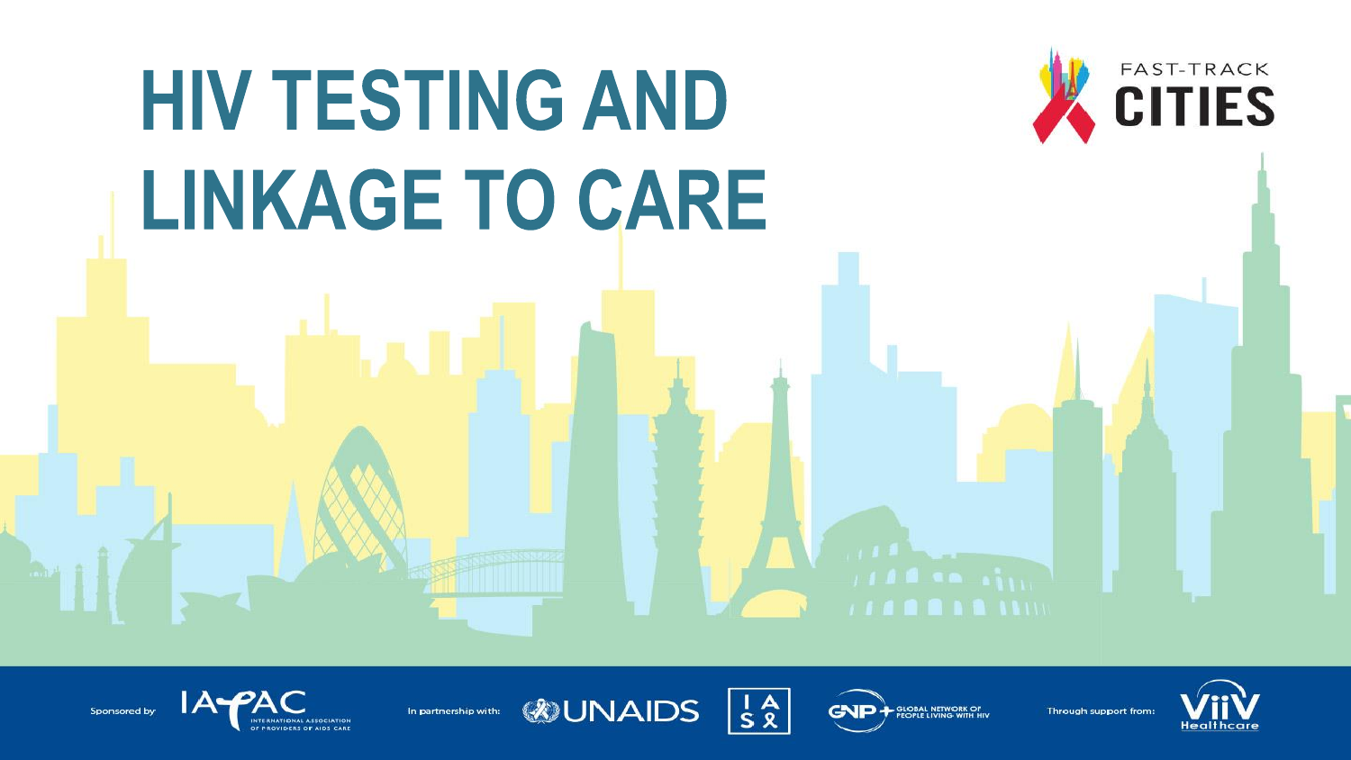# HIV TESTING AND LINKAGE TO CARE

FAST-TRACK CITIES

Sponsored by: IAPAC INTERNATIONAL ASSOCIATION OF PROVIDERS OF AIDS CARE

In partnership with: UNAIDS | IAS | GNP+ GLOBAL NETWORK OF PEOPLE LIVING WITH HIV

Through support from: ViiV Healthcare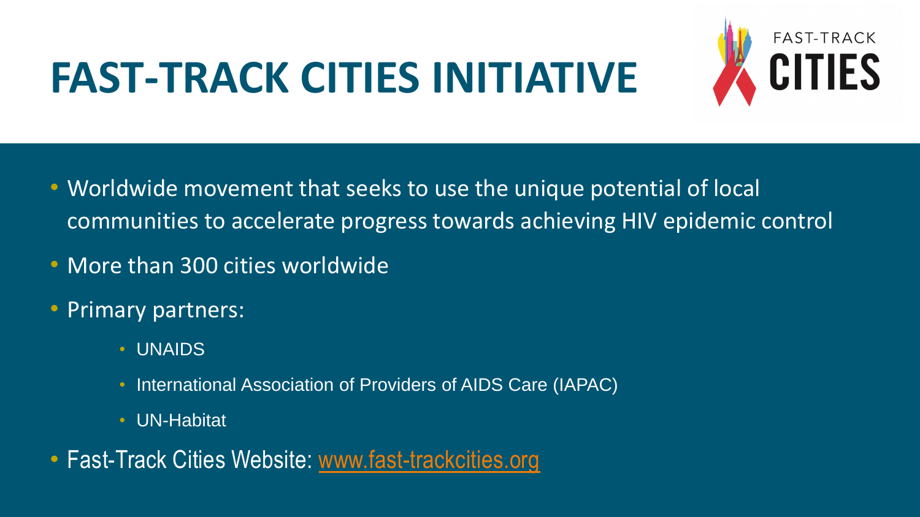# FAST-TRACK CITIES INITIATIVE

- Worldwide movement that seeks to use the unique potential of local communities to accelerate progress towards achieving HIV epidemic control
- More than 300 cities worldwide
- Primary partners:
  - UNAIDS
  - International Association of Providers of AIDS Care (IAPAC)
  - UN-Habitat
- Fast-Track Cities Website: www.fast-trackcities.org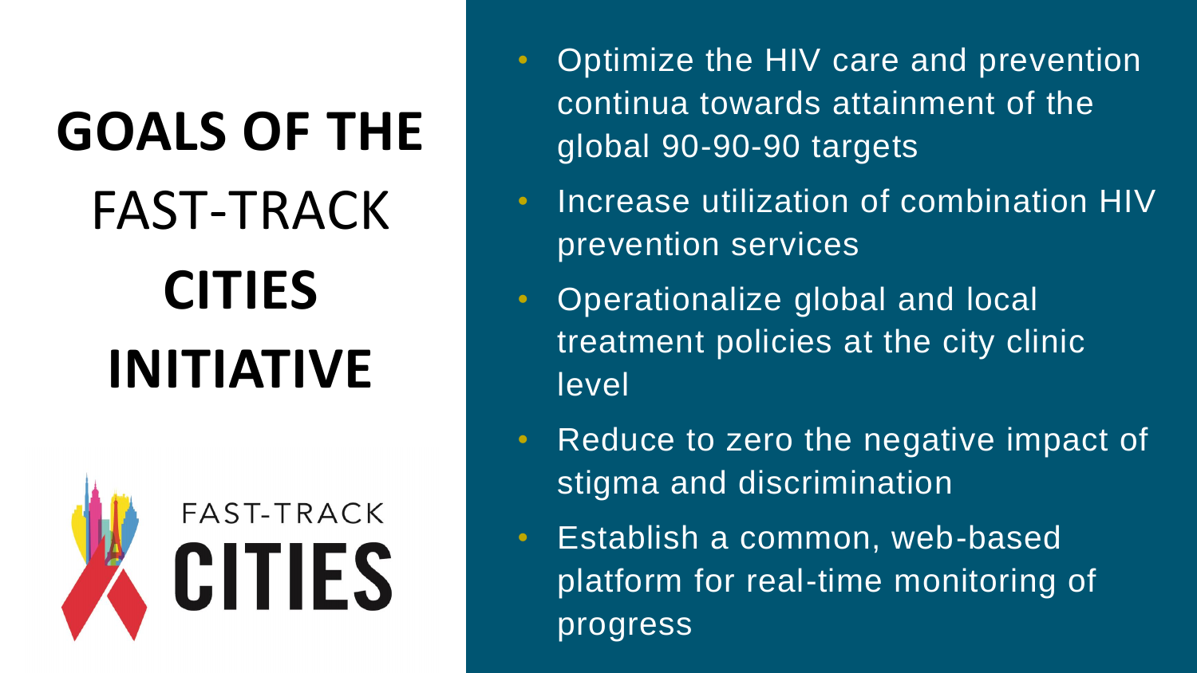# GOALS OF THE FAST-TRACK CITIES INITIATIVE

FAST-TRACK CITIES

- Optimize the HIV care and prevention continua towards attainment of the global 90-90-90 targets
- Increase utilization of combination HIV prevention services
- Operationalize global and local treatment policies at the city clinic level
- Reduce to zero the negative impact of stigma and discrimination
- Establish a common, web-based platform for real-time monitoring of progress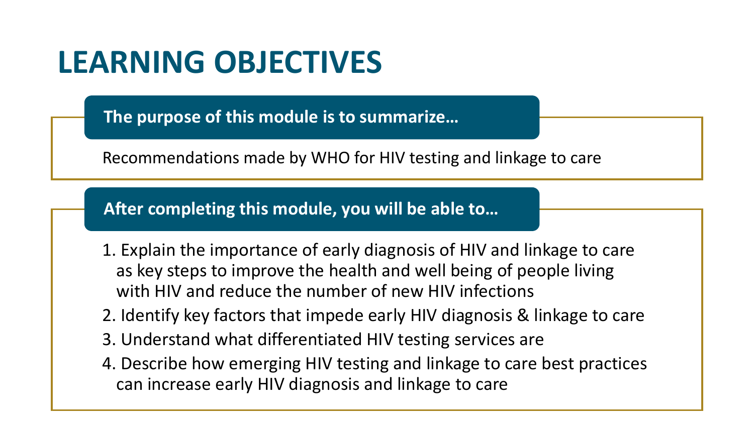# LEARNING OBJECTIVES

**The purpose of this module is to summarize…**

Recommendations made by WHO for HIV testing and linkage to care

**After completing this module, you will be able to…**

1. Explain the importance of early diagnosis of HIV and linkage to care as key steps to improve the health and well being of people living with HIV and reduce the number of new HIV infections
2. Identify key factors that impede early HIV diagnosis & linkage to care
3. Understand what differentiated HIV testing services are
4. Describe how emerging HIV testing and linkage to care best practices can increase early HIV diagnosis and linkage to care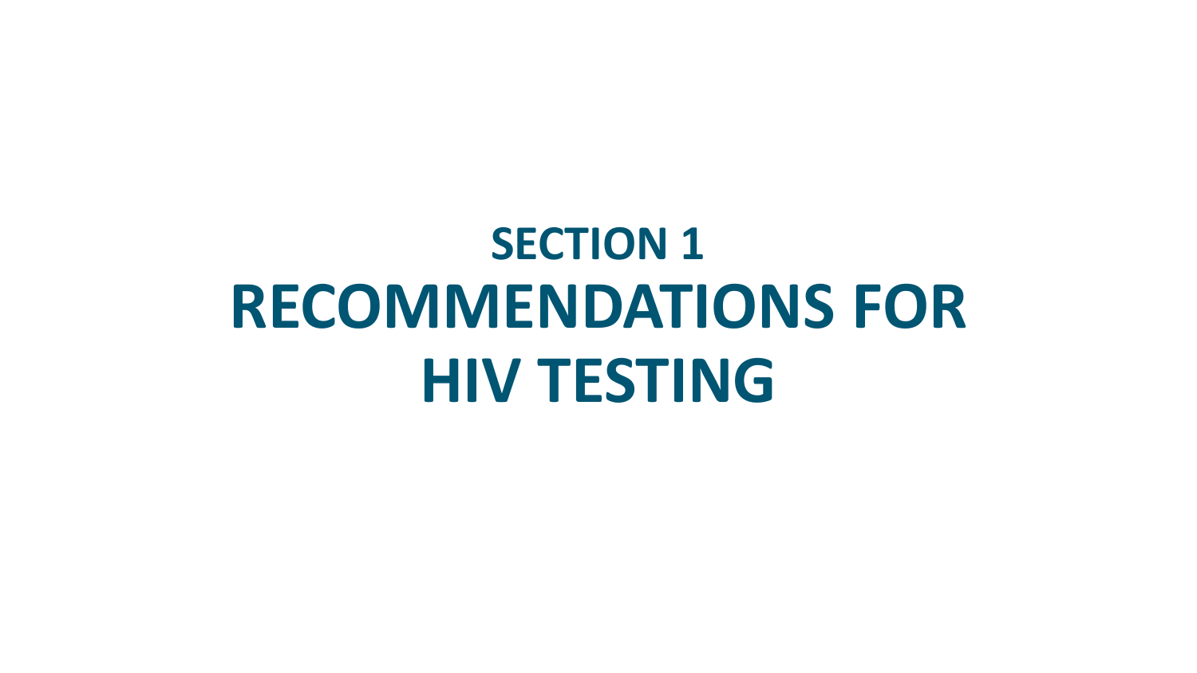# SECTION 1
# RECOMMENDATIONS FOR HIV TESTING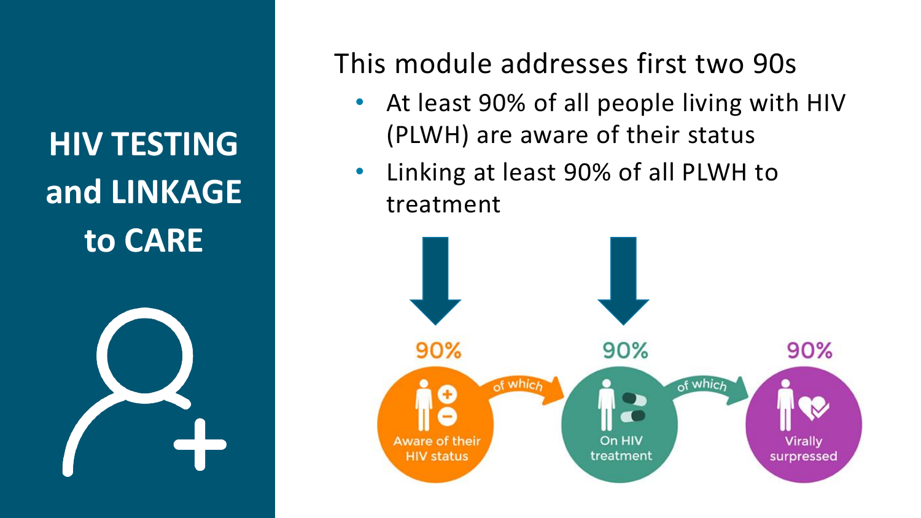# HIV TESTING and LINKAGE to CARE

This module addresses first two 90s

- At least 90% of all people living with HIV (PLWH) are aware of their status
- Linking at least 90% of all PLWH to treatment

90% — Aware of their HIV status — of which — 90% — On HIV treatment — of which — 90% — Virally surpressed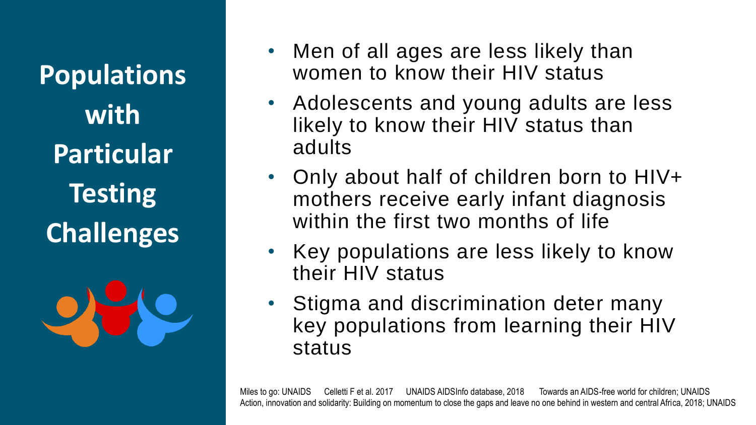# Populations with Particular Testing Challenges

- Men of all ages are less likely than women to know their HIV status
- Adolescents and young adults are less likely to know their HIV status than adults
- Only about half of children born to HIV+ mothers receive early infant diagnosis within the first two months of life
- Key populations are less likely to know their HIV status
- Stigma and discrimination deter many key populations from learning their HIV status

Miles to go: UNAIDS Celletti F et al. 2017 UNAIDS AIDSInfo database, 2018 Towards an AIDS-free world for children; UNAIDS Action, innovation and solidarity: Building on momentum to close the gaps and leave no one behind in western and central Africa, 2018; UNAIDS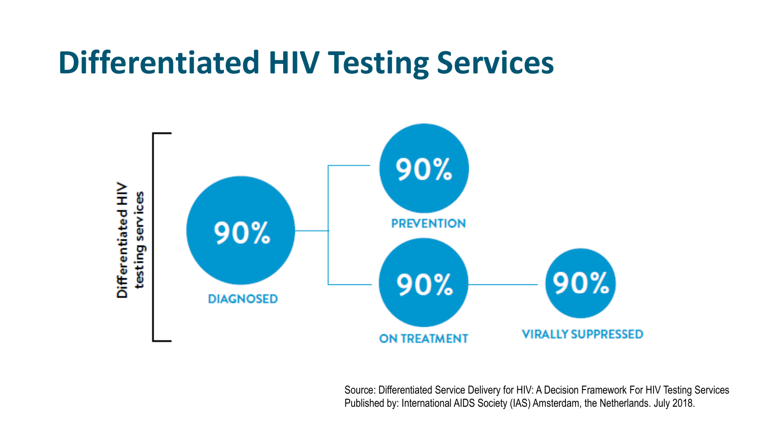# Differentiated HIV Testing Services

Differentiated HIV testing services

90%
DIAGNOSED

90%
PREVENTION

90%
ON TREATMENT

90%
VIRALLY SUPPRESSED

Source: Differentiated Service Delivery for HIV: A Decision Framework For HIV Testing Services
Published by: International AIDS Society (IAS) Amsterdam, the Netherlands. July 2018.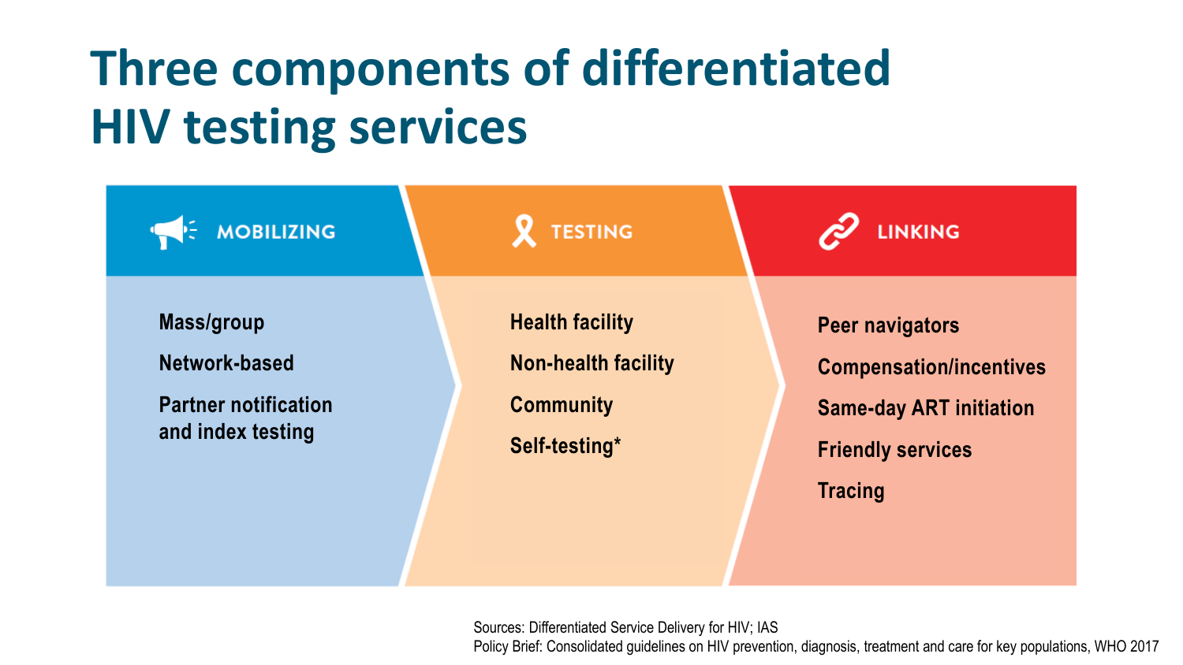# Three components of differentiated HIV testing services

## MOBILIZING

- Mass/group
- Network-based
- Partner notification and index testing

## TESTING

- Health facility
- Non-health facility
- Community
- Self-testing*

## LINKING

- Peer navigators
- Compensation/incentives
- Same-day ART initiation
- Friendly services
- Tracing

Sources: Differentiated Service Delivery for HIV; IAS
Policy Brief: Consolidated guidelines on HIV prevention, diagnosis, treatment and care for key populations, WHO 2017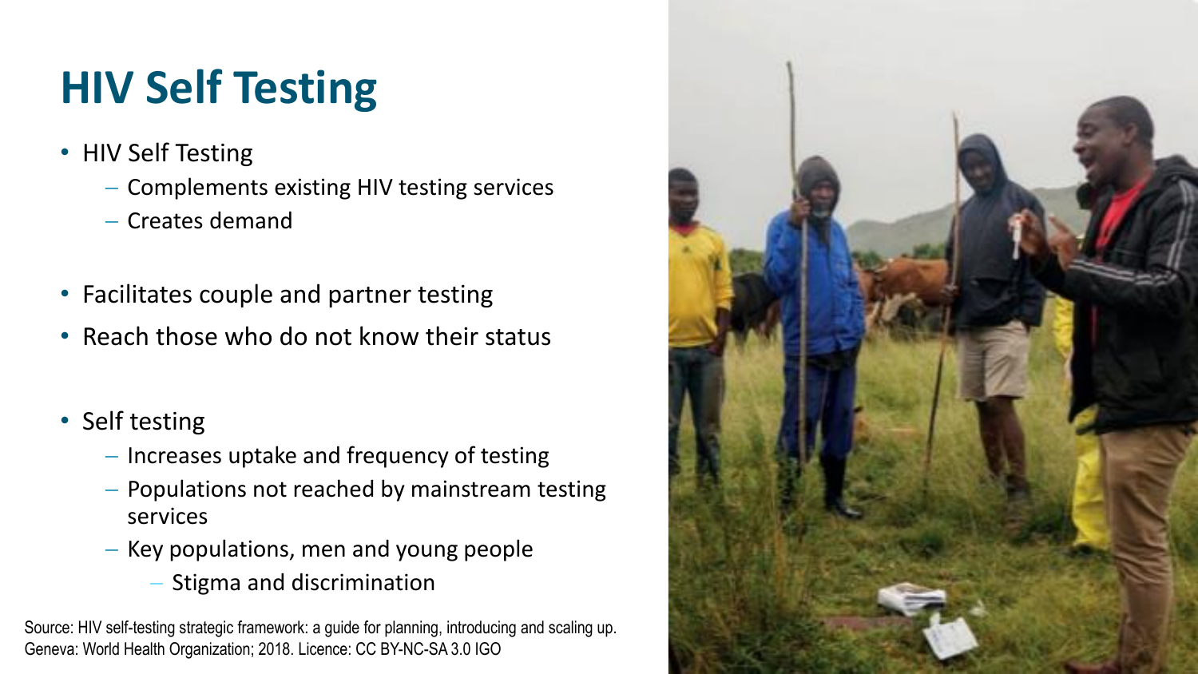# HIV Self Testing

- HIV Self Testing
  - Complements existing HIV testing services
  - Creates demand
- Facilitates couple and partner testing
- Reach those who do not know their status
- Self testing
  - Increases uptake and frequency of testing
  - Populations not reached by mainstream testing services
  - Key populations, men and young people
    - Stigma and discrimination

Source: HIV self-testing strategic framework: a guide for planning, introducing and scaling up. Geneva: World Health Organization; 2018. Licence: CC BY-NC-SA 3.0 IGO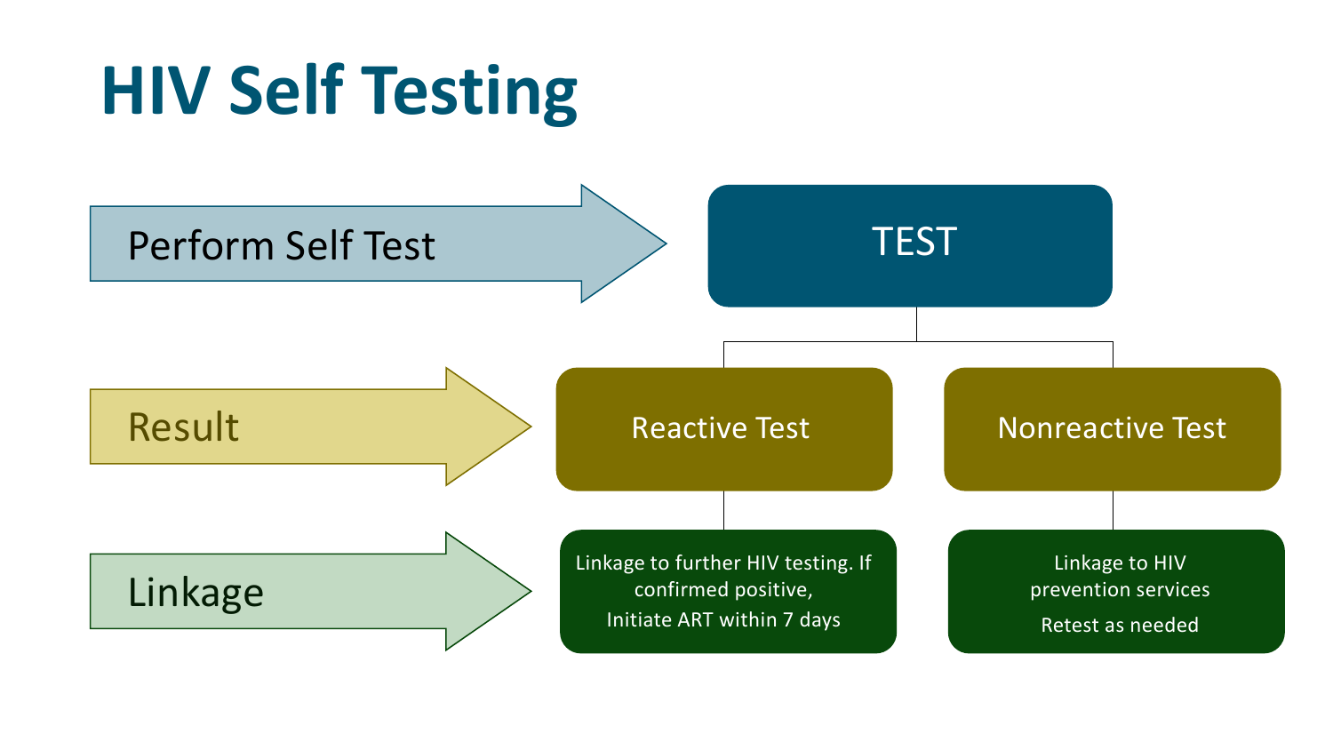# HIV Self Testing

**Perform Self Test** → TEST

**Result** →

- Reactive Test
- Nonreactive Test

**Linkage** →

- Reactive Test: Linkage to further HIV testing. If confirmed positive, Initiate ART within 7 days
- Nonreactive Test: Linkage to HIV prevention services. Retest as needed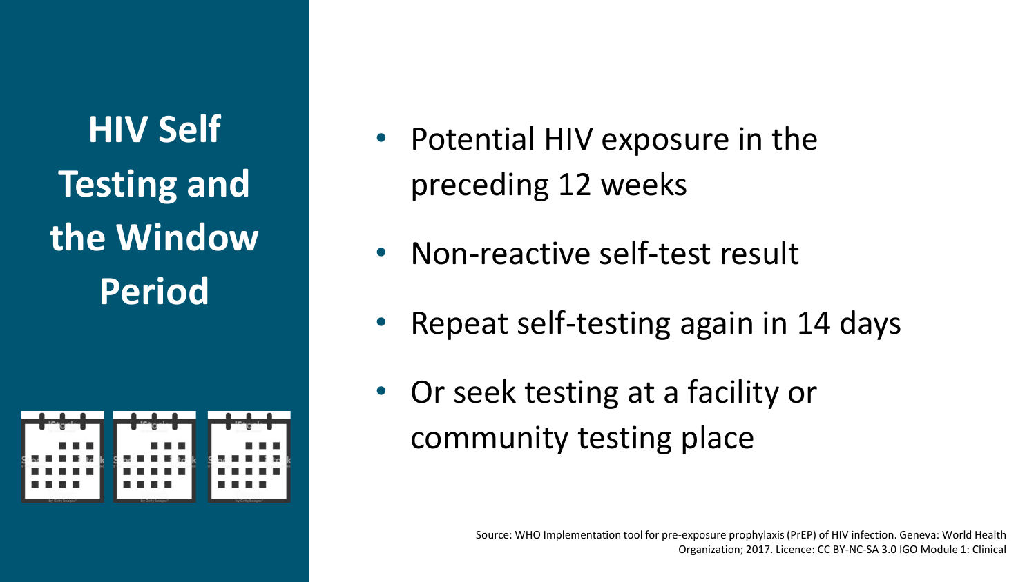# HIV Self Testing and the Window Period

- Potential HIV exposure in the preceding 12 weeks
- Non-reactive self-test result
- Repeat self-testing again in 14 days
- Or seek testing at a facility or community testing place

Source: WHO Implementation tool for pre-exposure prophylaxis (PrEP) of HIV infection. Geneva: World Health Organization; 2017. Licence: CC BY-NC-SA 3.0 IGO Module 1: Clinical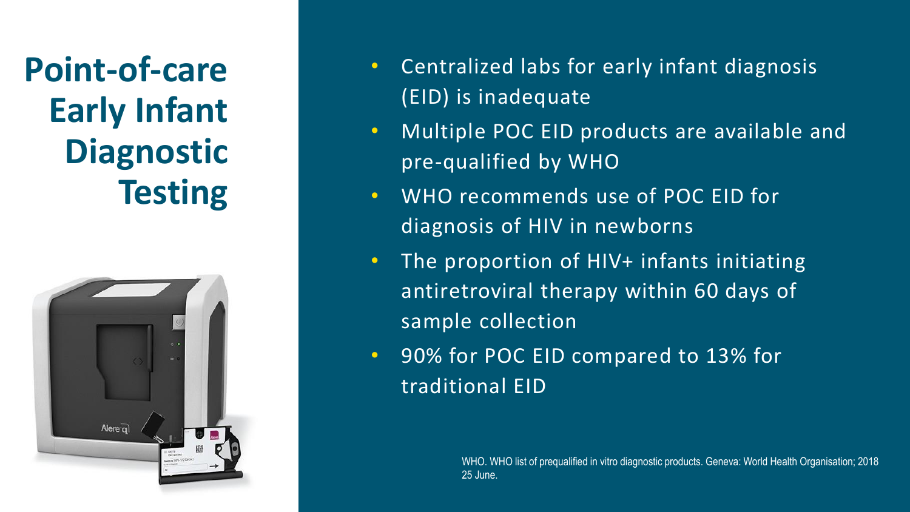# Point-of-care Early Infant Diagnostic Testing

- Centralized labs for early infant diagnosis (EID) is inadequate
- Multiple POC EID products are available and pre-qualified by WHO
- WHO recommends use of POC EID for diagnosis of HIV in newborns
- The proportion of HIV+ infants initiating antiretroviral therapy within 60 days of sample collection
- 90% for POC EID compared to 13% for traditional EID

WHO. WHO list of prequalified in vitro diagnostic products. Geneva: World Health Organisation; 2018 25 June.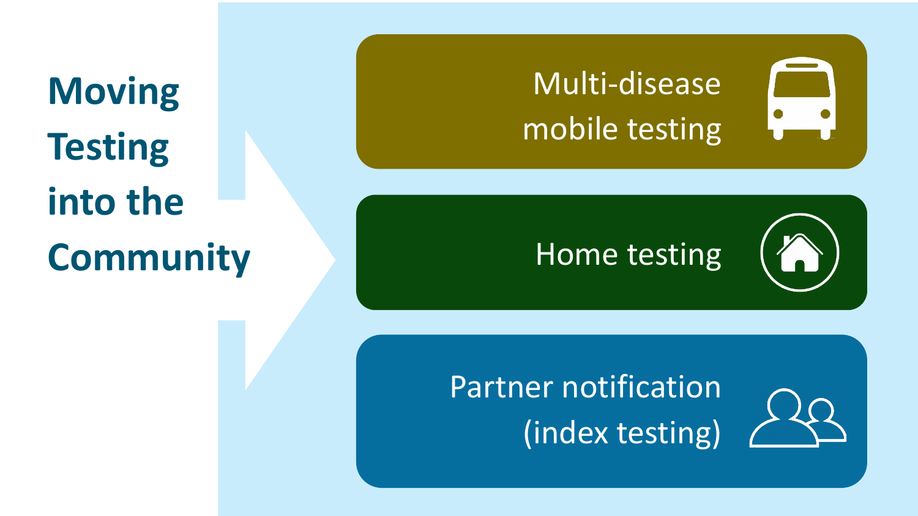# Moving Testing into the Community

- Multi-disease mobile testing
- Home testing
- Partner notification (index testing)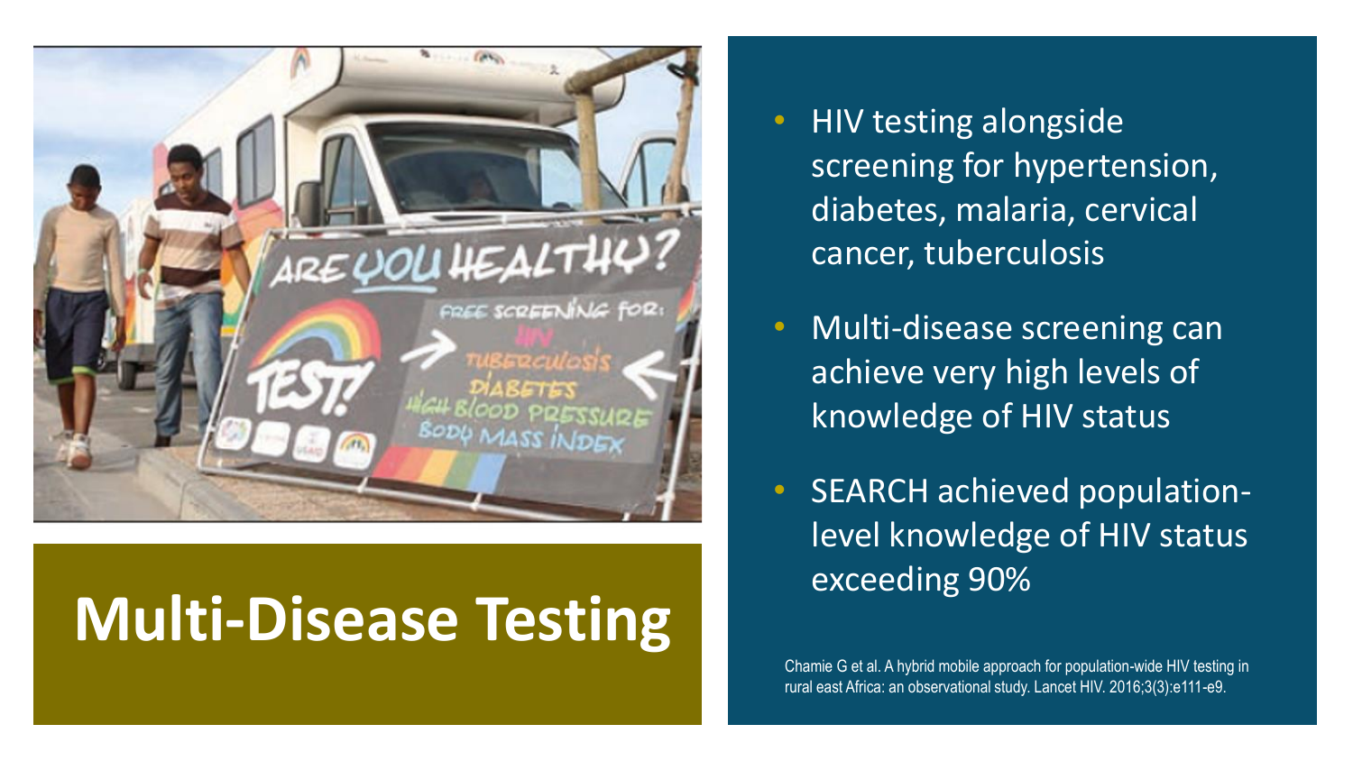# Multi-Disease Testing

- HIV testing alongside screening for hypertension, diabetes, malaria, cervical cancer, tuberculosis
- Multi-disease screening can achieve very high levels of knowledge of HIV status
- SEARCH achieved population-level knowledge of HIV status exceeding 90%

Chamie G et al. A hybrid mobile approach for population-wide HIV testing in rural east Africa: an observational study. Lancet HIV. 2016;3(3):e111-e9.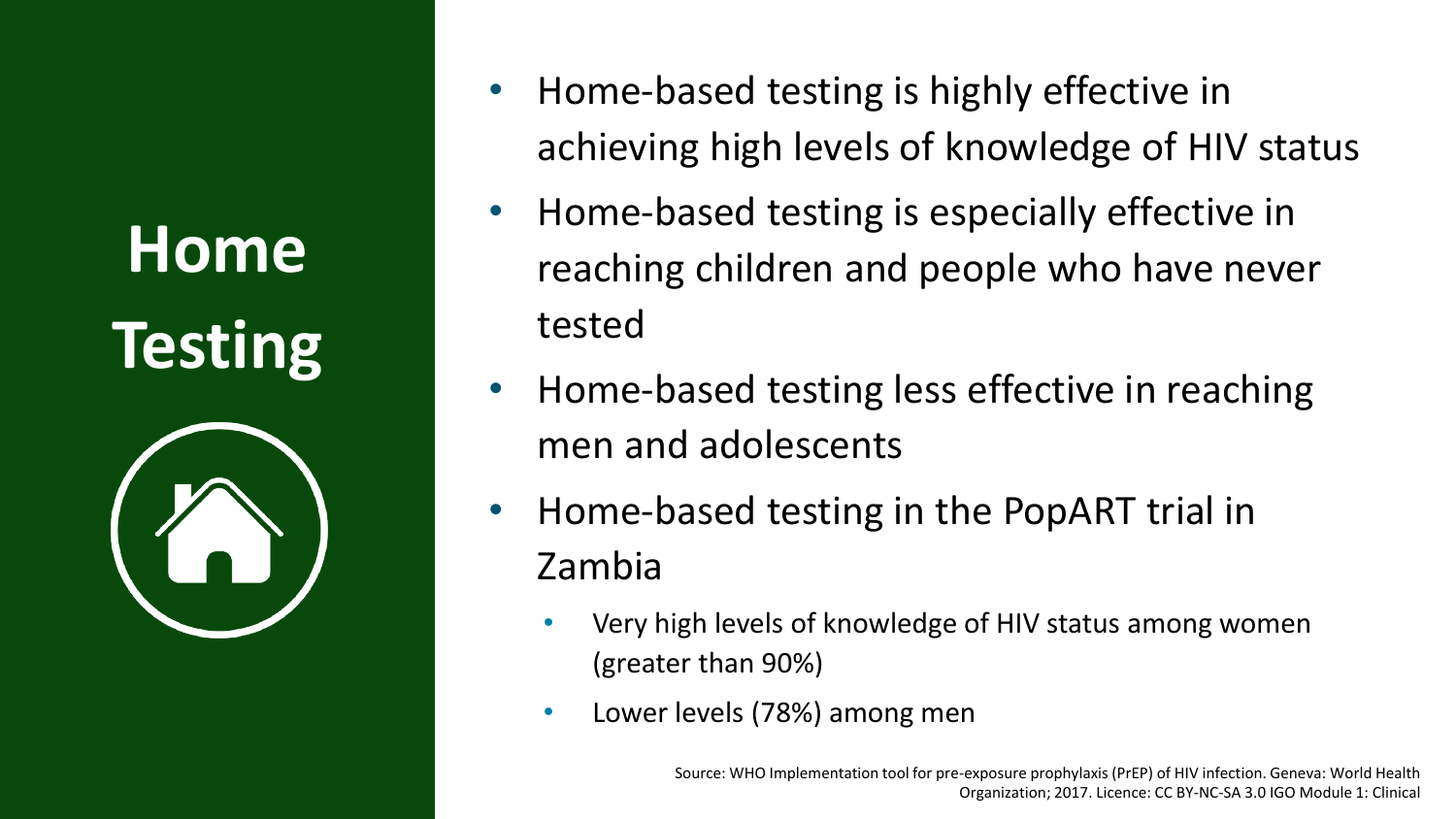# Home Testing

- Home-based testing is highly effective in achieving high levels of knowledge of HIV status
- Home-based testing is especially effective in reaching children and people who have never tested
- Home-based testing less effective in reaching men and adolescents
- Home-based testing in the PopART trial in Zambia
  - Very high levels of knowledge of HIV status among women (greater than 90%)
  - Lower levels (78%) among men

Source: WHO Implementation tool for pre-exposure prophylaxis (PrEP) of HIV infection. Geneva: World Health Organization; 2017. Licence: CC BY-NC-SA 3.0 IGO Module 1: Clinical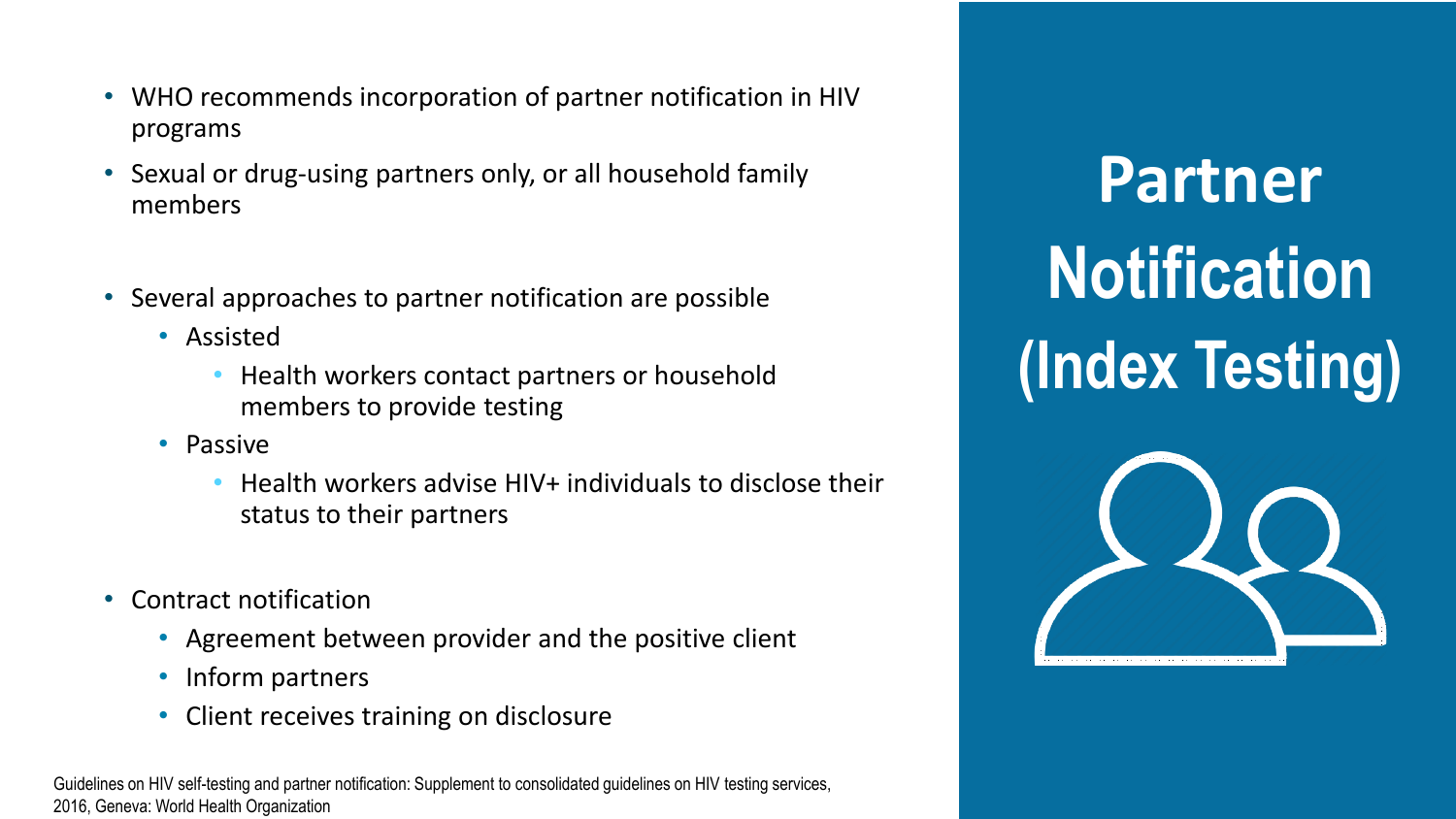# Partner Notification (Index Testing)

- WHO recommends incorporation of partner notification in HIV programs
- Sexual or drug-using partners only, or all household family members
- Several approaches to partner notification are possible
  - Assisted
    - Health workers contact partners or household members to provide testing
  - Passive
    - Health workers advise HIV+ individuals to disclose their status to their partners
- Contract notification
  - Agreement between provider and the positive client
  - Inform partners
  - Client receives training on disclosure

Guidelines on HIV self-testing and partner notification: Supplement to consolidated guidelines on HIV testing services, 2016, Geneva: World Health Organization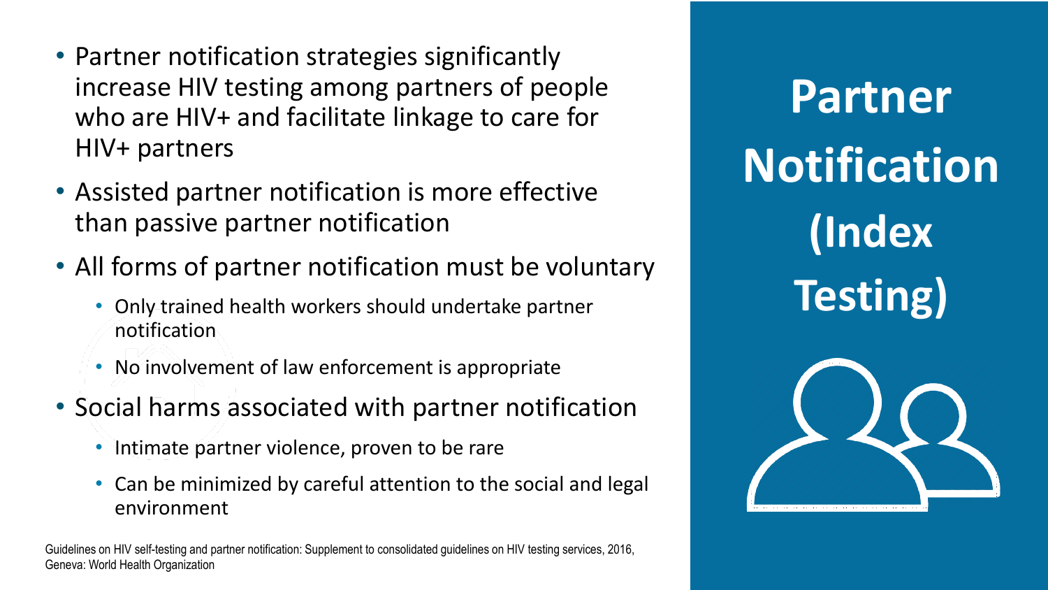# Partner Notification (Index Testing)

- Partner notification strategies significantly increase HIV testing among partners of people who are HIV+ and facilitate linkage to care for HIV+ partners
- Assisted partner notification is more effective than passive partner notification
- All forms of partner notification must be voluntary
  - Only trained health workers should undertake partner notification
  - No involvement of law enforcement is appropriate
- Social harms associated with partner notification
  - Intimate partner violence, proven to be rare
  - Can be minimized by careful attention to the social and legal environment

Guidelines on HIV self-testing and partner notification: Supplement to consolidated guidelines on HIV testing services, 2016, Geneva: World Health Organization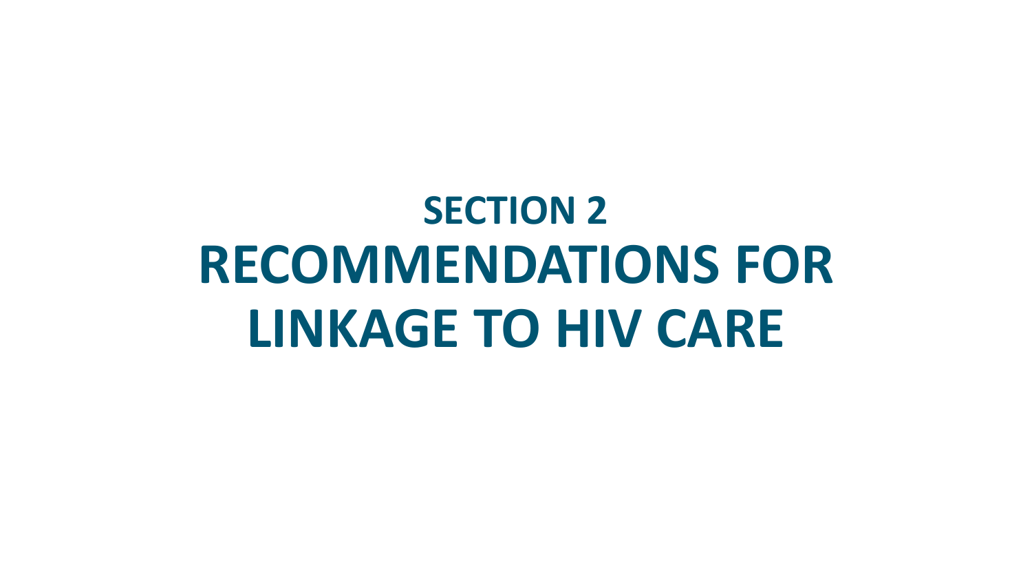# SECTION 2
# RECOMMENDATIONS FOR LINKAGE TO HIV CARE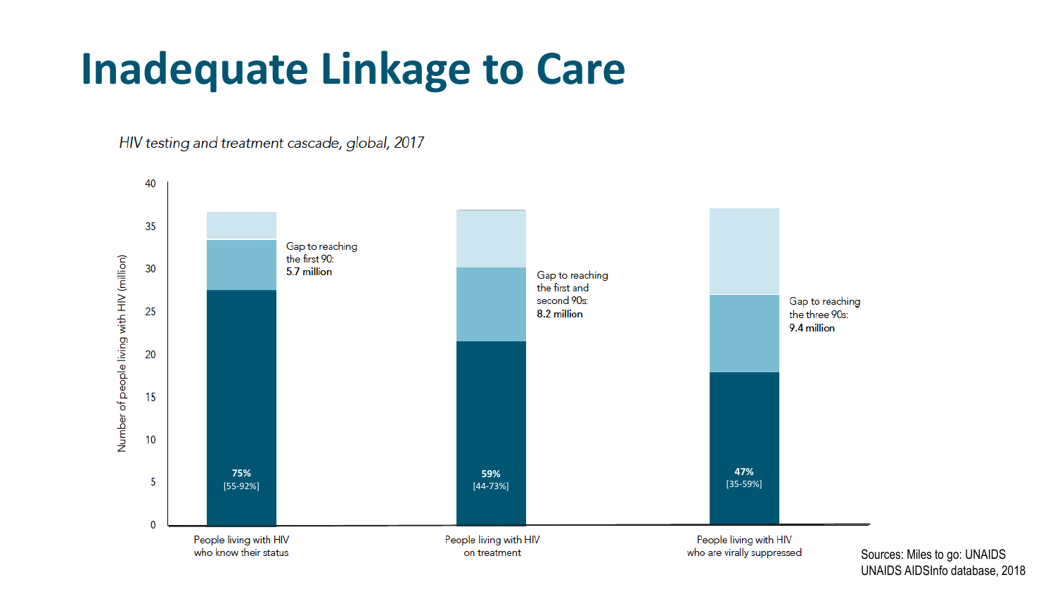# Inadequate Linkage to Care

*HIV testing and treatment cascade, global, 2017*

Number of people living with HIV (million)

40
35
30
25
20
15
10
5
0

Gap to reaching the first 90: **5.7 million**

Gap to reaching the first and second 90s: **8.2 million**

Gap to reaching the three 90s: **9.4 million**

**75%** [55-92%]

**59%** [44-73%]

**47%** [35-59%]

People living with HIV who know their status

People living with HIV on treatment

People living with HIV who are virally suppressed

Sources: Miles to go: UNAIDS
UNAIDS AIDSInfo database, 2018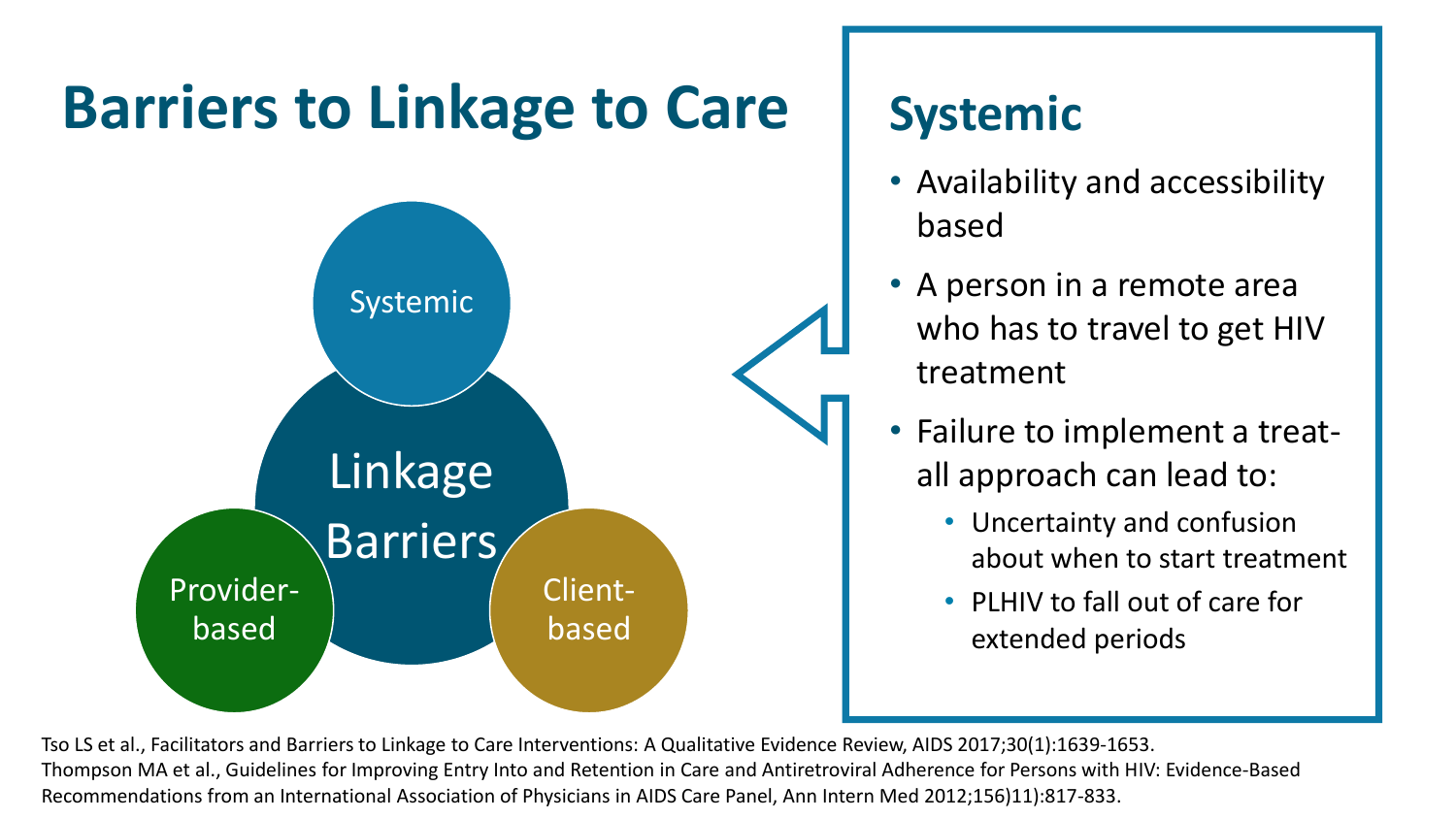# Barriers to Linkage to Care

Systemic

Linkage Barriers

Provider-based

Client-based

## Systemic

- Availability and accessibility based
- A person in a remote area who has to travel to get HIV treatment
- Failure to implement a treat-all approach can lead to:
  - Uncertainty and confusion about when to start treatment
  - PLHIV to fall out of care for extended periods

Tso LS et al., Facilitators and Barriers to Linkage to Care Interventions: A Qualitative Evidence Review, AIDS 2017;30(1):1639-1653.
Thompson MA et al., Guidelines for Improving Entry Into and Retention in Care and Antiretroviral Adherence for Persons with HIV: Evidence-Based Recommendations from an International Association of Physicians in AIDS Care Panel, Ann Intern Med 2012;156)11):817-833.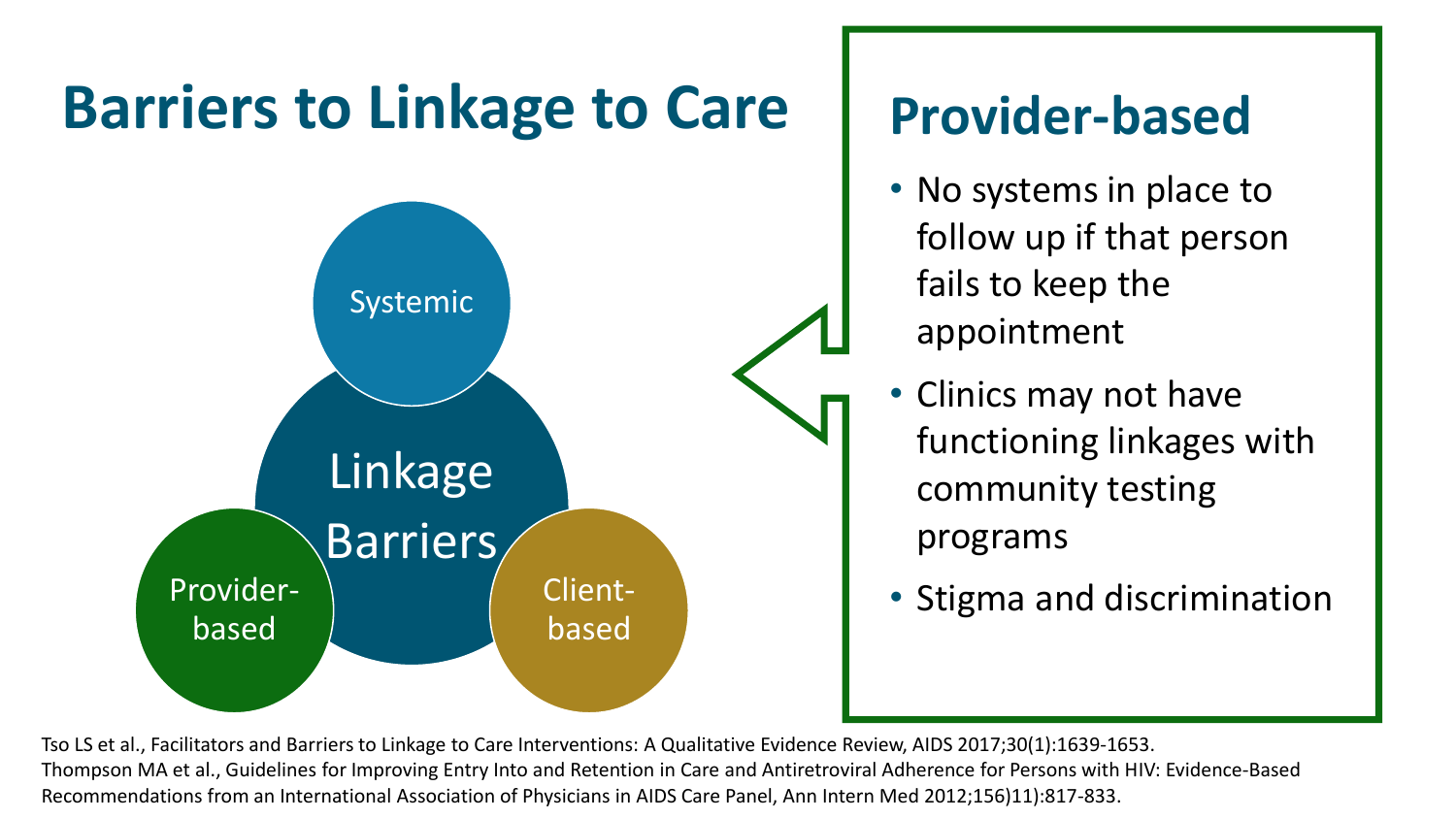# Barriers to Linkage to Care

Systemic

Linkage Barriers

Provider-based

Client-based

## Provider-based

- No systems in place to follow up if that person fails to keep the appointment
- Clinics may not have functioning linkages with community testing programs
- Stigma and discrimination

Tso LS et al., Facilitators and Barriers to Linkage to Care Interventions: A Qualitative Evidence Review, AIDS 2017;30(1):1639-1653.
Thompson MA et al., Guidelines for Improving Entry Into and Retention in Care and Antiretroviral Adherence for Persons with HIV: Evidence-Based Recommendations from an International Association of Physicians in AIDS Care Panel, Ann Intern Med 2012;156)11):817-833.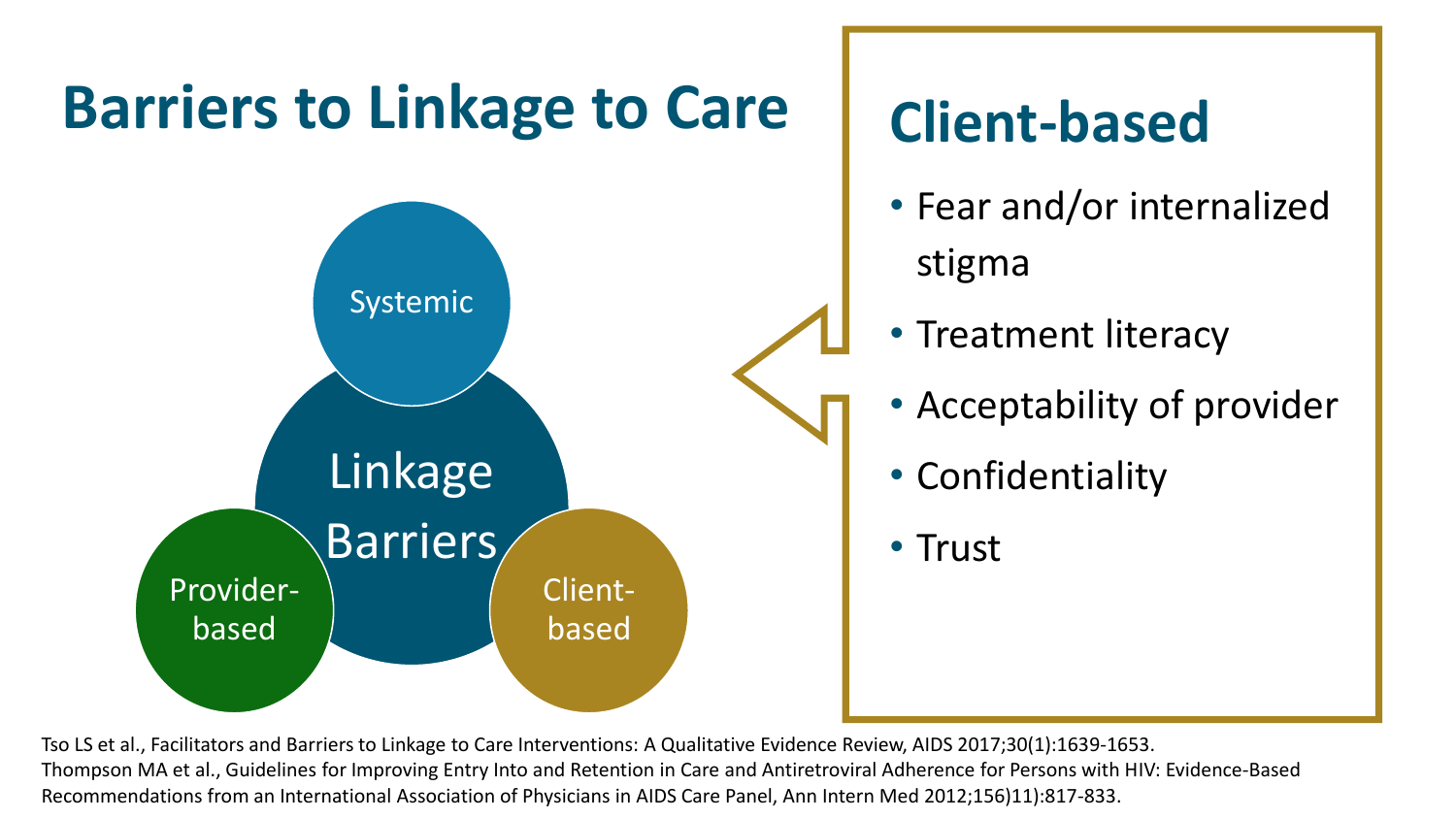# Barriers to Linkage to Care

Linkage Barriers

- Systemic
- Provider-based
- Client-based

## Client-based

- Fear and/or internalized stigma
- Treatment literacy
- Acceptability of provider
- Confidentiality
- Trust

Tso LS et al., Facilitators and Barriers to Linkage to Care Interventions: A Qualitative Evidence Review, AIDS 2017;30(1):1639-1653.
Thompson MA et al., Guidelines for Improving Entry Into and Retention in Care and Antiretroviral Adherence for Persons with HIV: Evidence-Based Recommendations from an International Association of Physicians in AIDS Care Panel, Ann Intern Med 2012;156)11):817-833.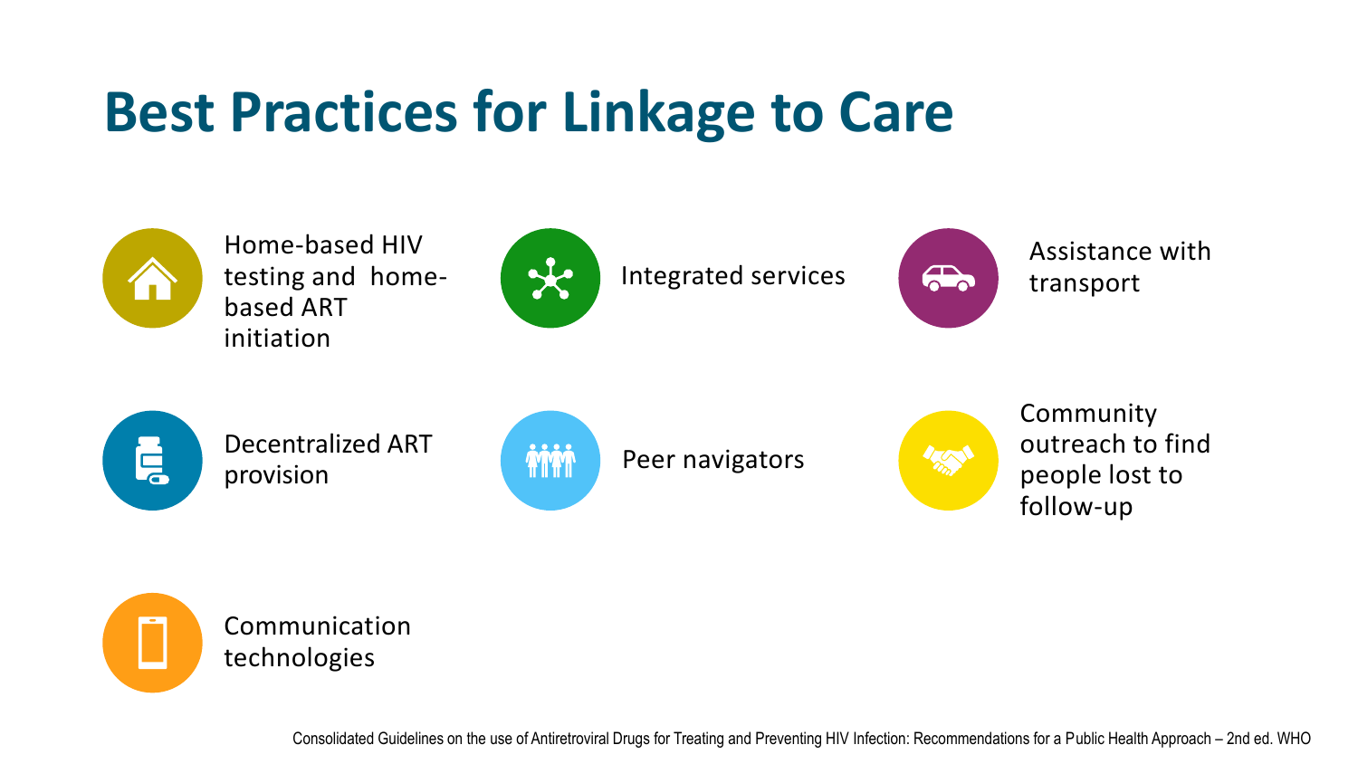# Best Practices for Linkage to Care

- Home-based HIV testing and home-based ART initiation
- Integrated services
- Assistance with transport
- Decentralized ART provision
- Peer navigators
- Community outreach to find people lost to follow-up
- Communication technologies

Consolidated Guidelines on the use of Antiretroviral Drugs for Treating and Preventing HIV Infection: Recommendations for a Public Health Approach – 2nd ed. WHO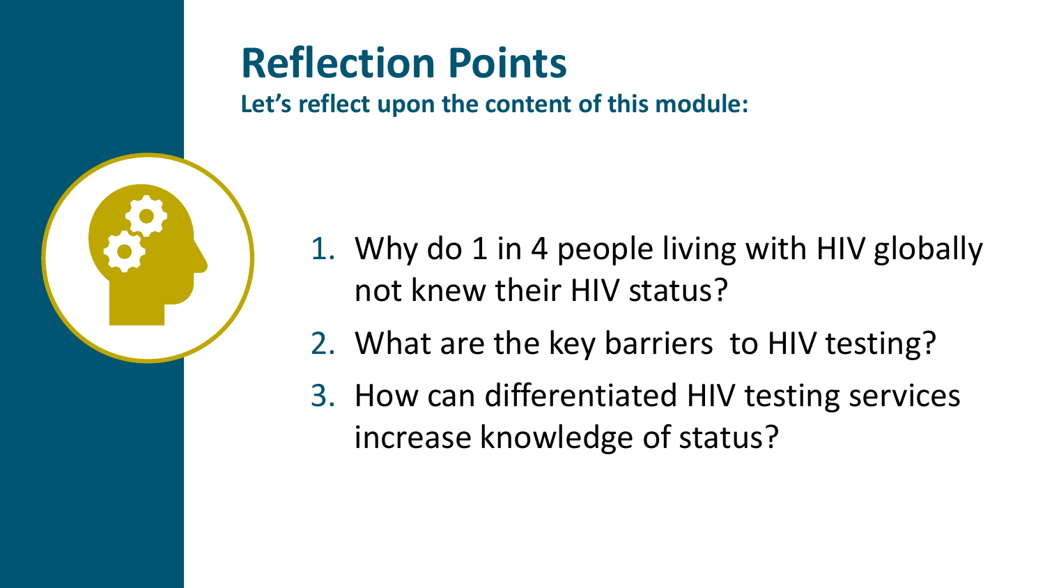# Reflection Points

**Let's reflect upon the content of this module:**

1. Why do 1 in 4 people living with HIV globally not knew their HIV status?
2. What are the key barriers to HIV testing?
3. How can differentiated HIV testing services increase knowledge of status?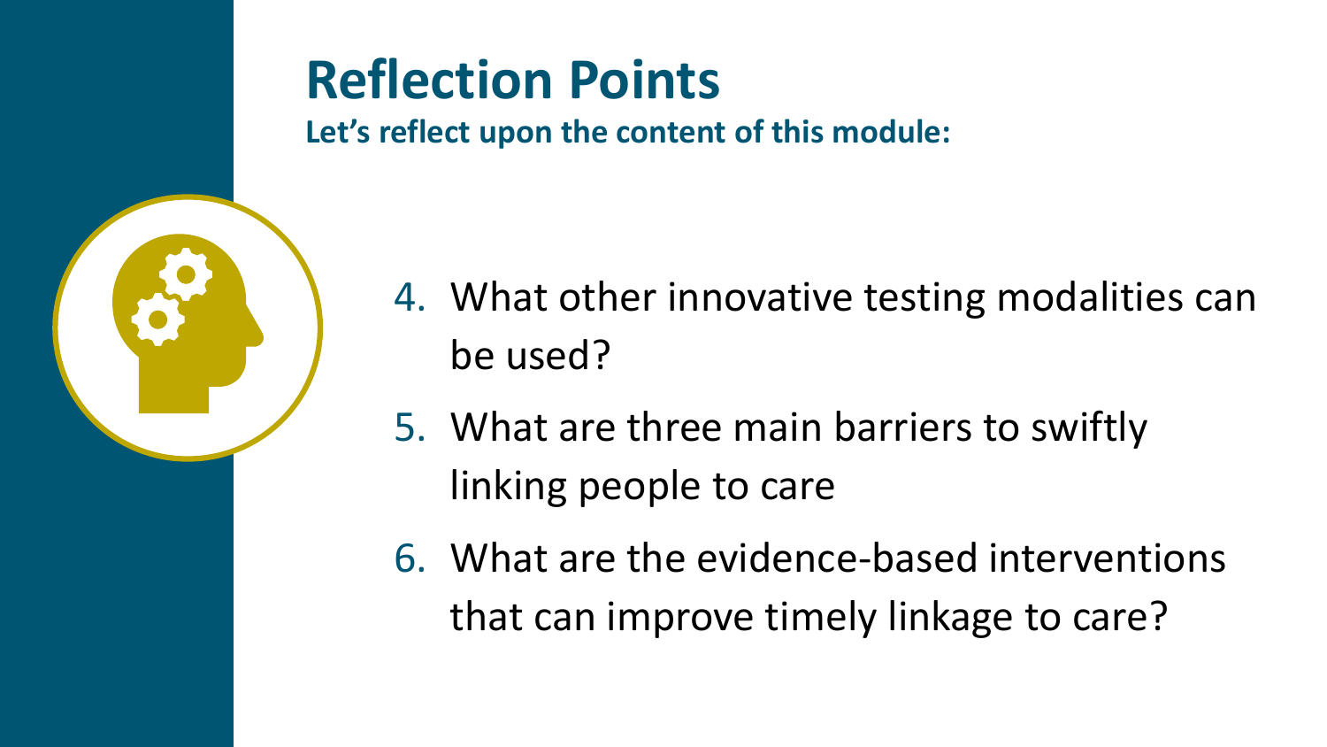# Reflection Points

**Let's reflect upon the content of this module:**

4. What other innovative testing modalities can be used?
5. What are three main barriers to swiftly linking people to care
6. What are the evidence-based interventions that can improve timely linkage to care?